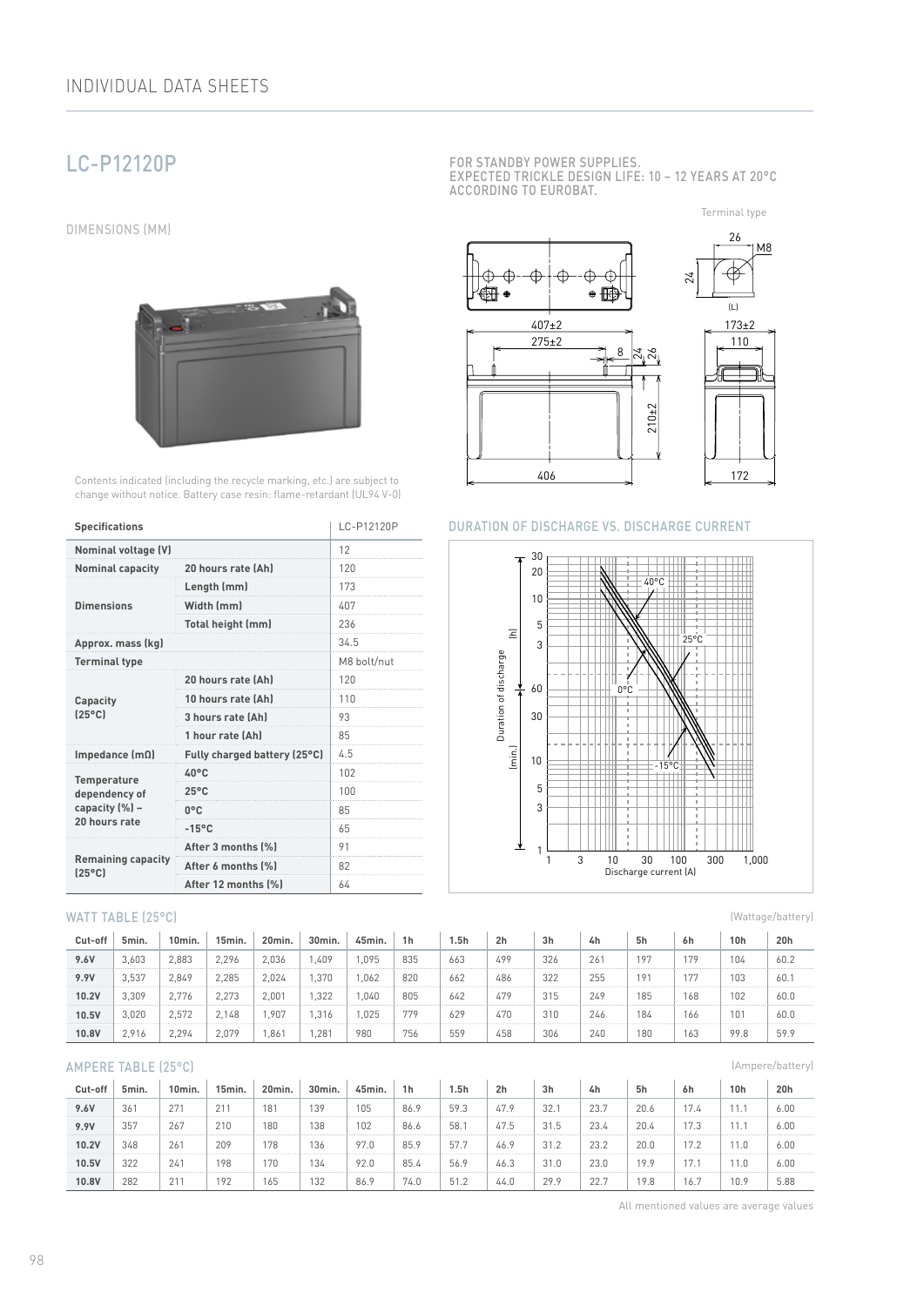# LC-P12120P

FOR STANDBY POWER SUPPLIES.
EXPECTED TRICKLE DESIGN LIFE: 10 – 12 YEARS AT 20°C ACCORDING TO EUROBAT.

## DIMENSIONS (MM)

Terminal type

26 M8 24 (L)

407±2 275±2 8 24 26 210±2 406

173±2 110 172

Contents indicated (including the recycle marking, etc.) are subject to change without notice. Battery case resin: flame-retardant (UL94 V-0)

| Specifications | | LC-P12120P |
|---|---|---|
| Nominal voltage (V) | | 12 |
| Nominal capacity | 20 hours rate (Ah) | 120 |
| Dimensions | Length (mm) | 173 |
| | Width (mm) | 407 |
| | Total height (mm) | 236 |
| Approx. mass (kg) | | 34.5 |
| Terminal type | | M8 bolt/nut |
| Capacity (25°C) | 20 hours rate (Ah) | 120 |
| | 10 hours rate (Ah) | 110 |
| | 3 hours rate (Ah) | 93 |
| | 1 hour rate (Ah) | 85 |
| Impedance (mΩ) | Fully charged battery (25°C) | 4.5 |
| Temperature dependency of capacity (%) – 20 hours rate | 40°C | 102 |
| | 25°C | 100 |
| | 0°C | 85 |
| | -15°C | 65 |
| Remaining capacity (25°C) | After 3 months (%) | 91 |
| | After 6 months (%) | 82 |
| | After 12 months (%) | 64 |

## DURATION OF DISCHARGE VS. DISCHARGE CURRENT

Duration of discharge (h) / (min.) vs. Discharge current (A); curves for 40°C, 25°C, 0°C, -15°C

## WATT TABLE (25°C)

(Wattage/battery)

| Cut-off | 5min. | 10min. | 15min. | 20min. | 30min. | 45min. | 1h | 1.5h | 2h | 3h | 4h | 5h | 6h | 10h | 20h |
|---|---|---|---|---|---|---|---|---|---|---|---|---|---|---|---|
| 9.6V | 3,603 | 2,883 | 2,296 | 2,036 | 1,409 | 1,095 | 835 | 663 | 499 | 326 | 261 | 197 | 179 | 104 | 60.2 |
| 9.9V | 3,537 | 2,849 | 2,285 | 2,024 | 1,370 | 1,062 | 820 | 662 | 486 | 322 | 255 | 191 | 177 | 103 | 60.1 |
| 10.2V | 3,309 | 2,776 | 2,273 | 2,001 | 1,322 | 1,040 | 805 | 642 | 479 | 315 | 249 | 185 | 168 | 102 | 60.0 |
| 10.5V | 3,020 | 2,572 | 2,148 | 1,907 | 1,316 | 1,025 | 779 | 629 | 470 | 310 | 246 | 184 | 166 | 101 | 60.0 |
| 10.8V | 2,916 | 2,294 | 2,079 | 1,861 | 1,281 | 980 | 756 | 559 | 458 | 306 | 240 | 180 | 163 | 99.8 | 59.9 |

## AMPERE TABLE (25°C)

(Ampere/battery)

| Cut-off | 5min. | 10min. | 15min. | 20min. | 30min. | 45min. | 1h | 1.5h | 2h | 3h | 4h | 5h | 6h | 10h | 20h |
|---|---|---|---|---|---|---|---|---|---|---|---|---|---|---|---|
| 9.6V | 361 | 271 | 211 | 181 | 139 | 105 | 86.9 | 59.3 | 47.9 | 32.1 | 23.7 | 20.6 | 17.4 | 11.1 | 6.00 |
| 9.9V | 357 | 267 | 210 | 180 | 138 | 102 | 86.6 | 58.1 | 47.5 | 31.5 | 23.4 | 20.4 | 17.3 | 11.1 | 6.00 |
| 10.2V | 348 | 261 | 209 | 178 | 136 | 97.0 | 85.9 | 57.7 | 46.9 | 31.2 | 23.2 | 20.0 | 17.2 | 11.0 | 6.00 |
| 10.5V | 322 | 241 | 198 | 170 | 134 | 92.0 | 85.4 | 56.9 | 46.3 | 31.0 | 23.0 | 19.9 | 17.1 | 11.0 | 6.00 |
| 10.8V | 282 | 211 | 192 | 165 | 132 | 86.9 | 74.0 | 51.2 | 44.0 | 29.9 | 22.7 | 19.8 | 16.7 | 10.9 | 5.88 |

All mentioned values are average values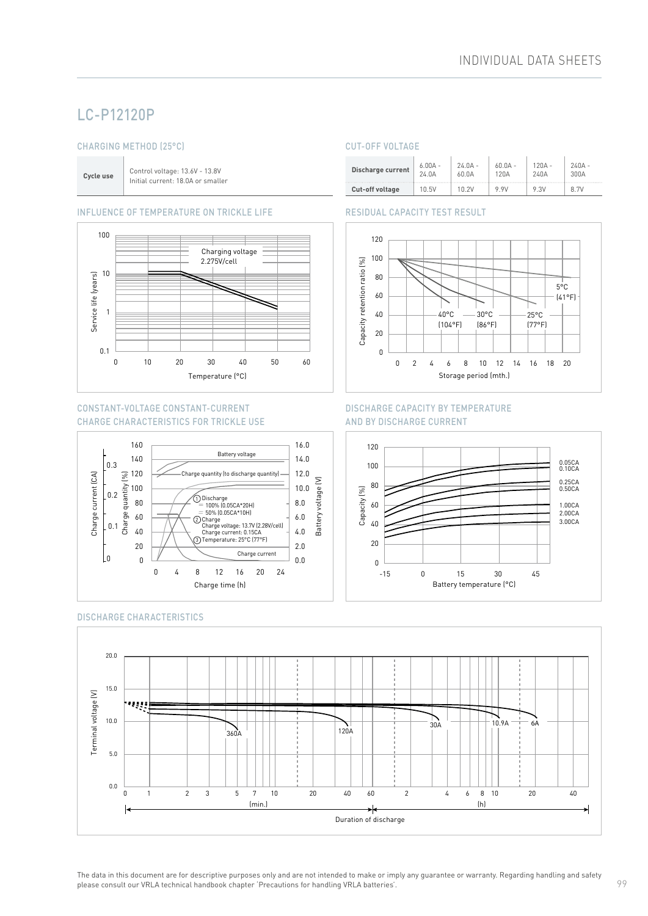# LC-P12120P

## CHARGING METHOD (25°C)

| | |
|---|---|
| **Cycle use** | Control voltage: 13.6V - 13.8V<br>Initial current: 18.0A or smaller |

## CUT-OFF VOLTAGE

| Discharge current | 6.00A - 24.0A | 24.0A - 60.0A | 60.0A - 120A | 120A - 240A | 240A - 300A |
|---|---|---|---|---|---|
| **Cut-off voltage** | 10.5V | 10.2V | 9.9V | 9.3V | 8.7V |

## INFLUENCE OF TEMPERATURE ON TRICKLE LIFE

Charging voltage
2.275V/cell

Service life (years)
100
10
1
0.1

Temperature (°C)
0 10 20 30 40 50 60

## RESIDUAL CAPACITY TEST RESULT

Capacity retention ratio (%)
120 100 80 60 40 20 0

40°C (104°F)
30°C (86°F)
25°C (77°F)
5°C (41°F)

Storage period (mth.)
0 2 4 6 8 10 12 14 16 18 20

## CONSTANT-VOLTAGE CONSTANT-CURRENT CHARGE CHARACTERISTICS FOR TRICKLE USE

Charge current (CA): 0 0.1 0.2 0.3
Charge quantity (%): 0 20 40 60 80 100 120 140 160
Battery voltage (V): 0.0 2.0 4.0 6.0 8.0 10.0 12.0 14.0 16.0

Battery voltage
Charge quantity (to discharge quantity)
Charge current

① Discharge
— 100% (0.05CA*20H)
— 50% (0.05CA*10H)
② Charge
Charge voltage: 13.7V (2.28V/cell)
Charge current: 0.15CA
③ Temperature: 25°C (77°F)

Charge time (h)
0 4 8 12 16 20 24

## DISCHARGE CAPACITY BY TEMPERATURE AND BY DISCHARGE CURRENT

Capacity (%)
120 100 80 60 40 20 0

0.05CA
0.10CA
0.25CA
0.50CA
1.00CA
2.00CA
3.00CA

Battery temperature (°C)
-15 0 15 30 45

## DISCHARGE CHARACTERISTICS

Terminal voltage (V)
20.0 15.0 10.0 5.0 0.0

360A
120A
30A
10.9A
6A

0 1 2 3 5 7 10 20 40 60 (min.)
2 4 6 8 10 20 40 (h)

Duration of discharge

The data in this document are for descriptive purposes only and are not intended to make or imply any guarantee or warranty. Regarding handling and safety please consult our VRLA technical handbook chapter 'Precautions for handling VRLA batteries'.